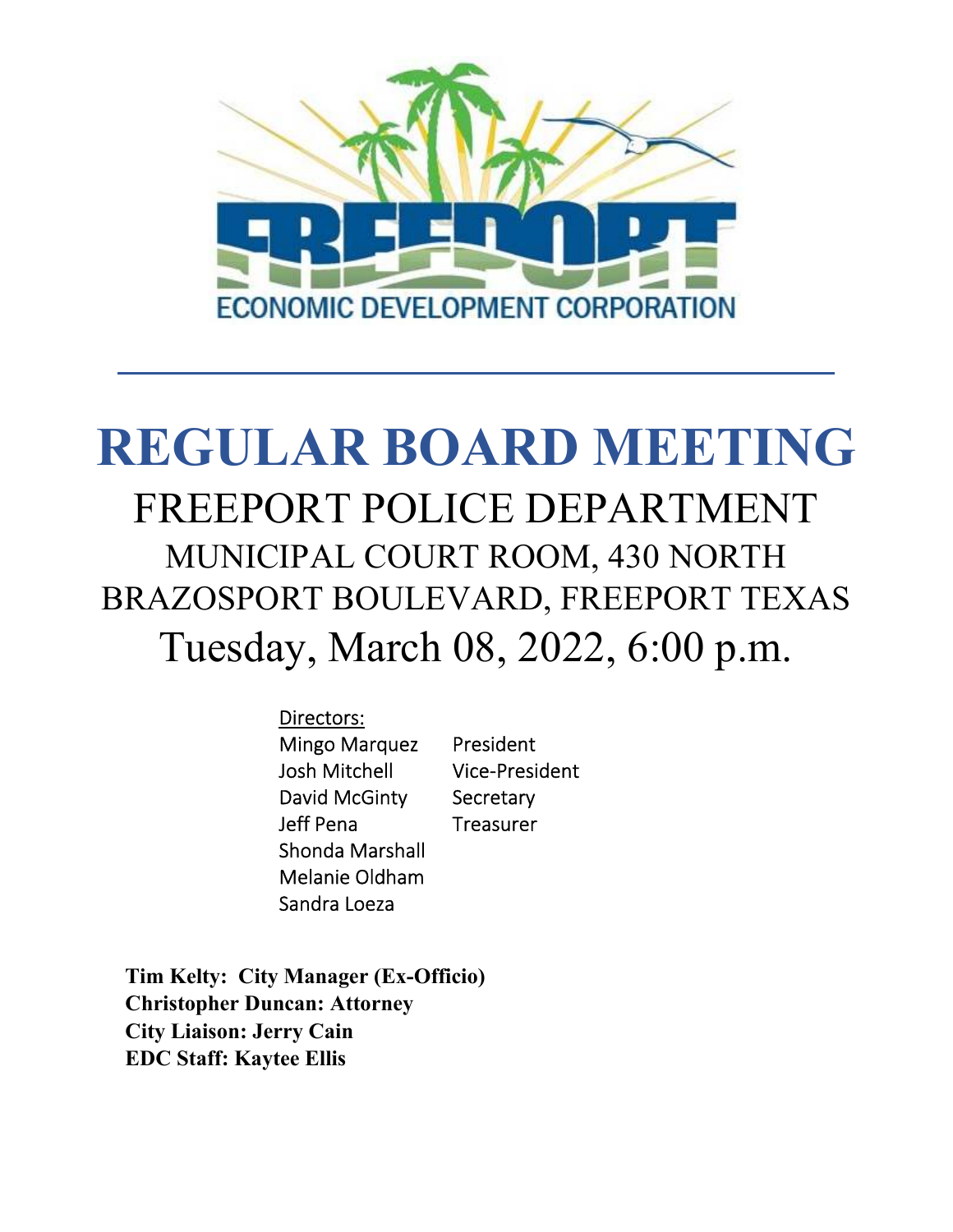ECONOMIC DEVELOPMENT CORPORATION

# REGULAR BOARD MEETING

## FREEPORT POLICE DEPARTMENT

MUNICIPAL COURT ROOM, 430 NORTH BRAZOSPORT BOULEVARD, FREEPORT TEXAS

Tuesday, March 08, 2022, 6:00 p.m.

Directors:

| | |
|---|---|
| Mingo Marquez | President |
| Josh Mitchell | Vice-President |
| David McGinty | Secretary |
| Jeff Pena | Treasurer |
| Shonda Marshall | |
| Melanie Oldham | |
| Sandra Loeza | |

**Tim Kelty: City Manager (Ex-Officio)**
**Christopher Duncan: Attorney**
**City Liaison: Jerry Cain**
**EDC Staff: Kaytee Ellis**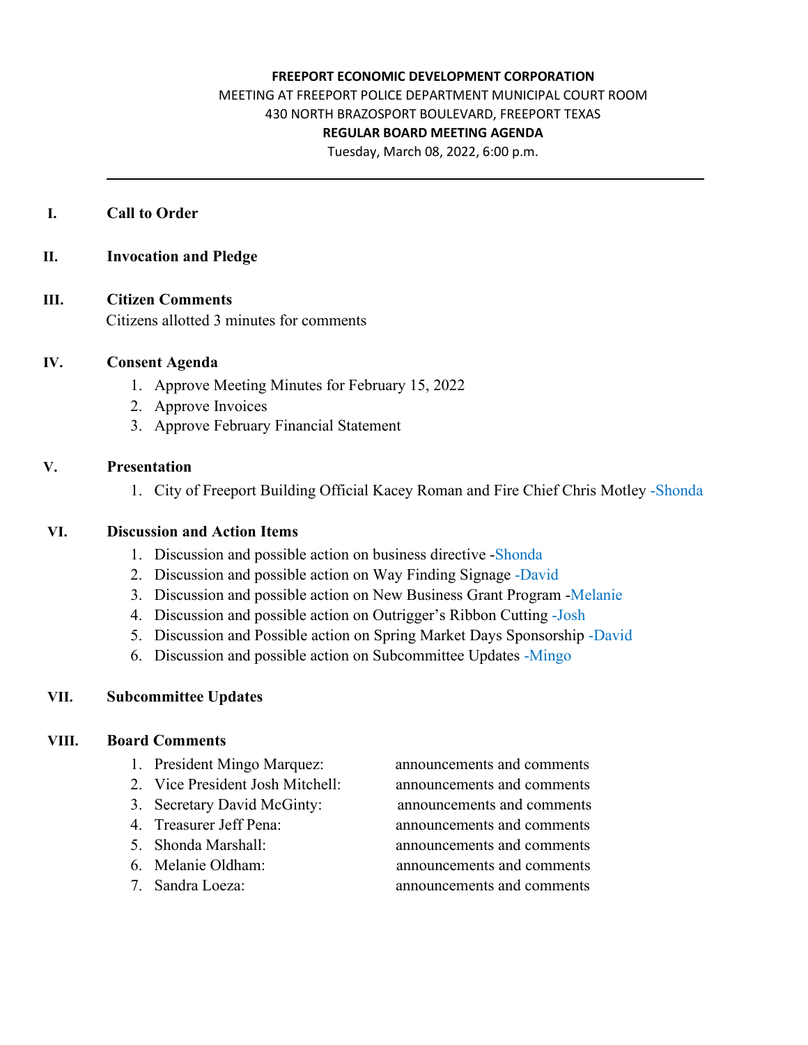**FREEPORT ECONOMIC DEVELOPMENT CORPORATION**
MEETING AT FREEPORT POLICE DEPARTMENT MUNICIPAL COURT ROOM
430 NORTH BRAZOSPORT BOULEVARD, FREEPORT TEXAS
**REGULAR BOARD MEETING AGENDA**
Tuesday, March 08, 2022, 6:00 p.m.

---

## I. Call to Order

## II. Invocation and Pledge

## III. Citizen Comments

Citizens allotted 3 minutes for comments

## IV. Consent Agenda

1. Approve Meeting Minutes for February 15, 2022
2. Approve Invoices
3. Approve February Financial Statement

## V. Presentation

1. City of Freeport Building Official Kacey Roman and Fire Chief Chris Motley -Shonda

## VI. Discussion and Action Items

1. Discussion and possible action on business directive -Shonda
2. Discussion and possible action on Way Finding Signage -David
3. Discussion and possible action on New Business Grant Program -Melanie
4. Discussion and possible action on Outrigger's Ribbon Cutting -Josh
5. Discussion and Possible action on Spring Market Days Sponsorship -David
6. Discussion and possible action on Subcommittee Updates -Mingo

## VII. Subcommittee Updates

## VIII. Board Comments

1. President Mingo Marquez: announcements and comments
2. Vice President Josh Mitchell: announcements and comments
3. Secretary David McGinty: announcements and comments
4. Treasurer Jeff Pena: announcements and comments
5. Shonda Marshall: announcements and comments
6. Melanie Oldham: announcements and comments
7. Sandra Loeza: announcements and comments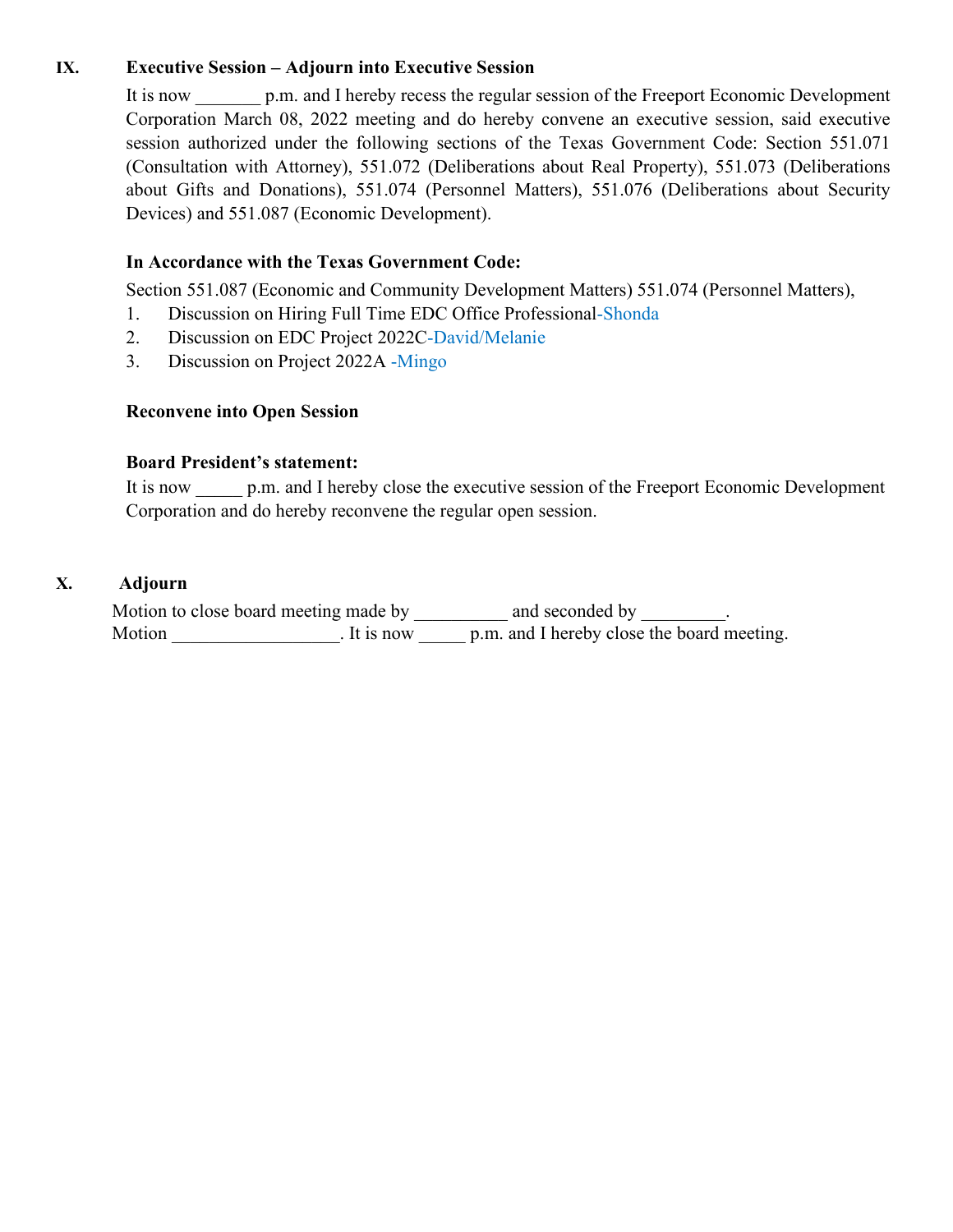## IX. Executive Session – Adjourn into Executive Session

It is now _______ p.m. and I hereby recess the regular session of the Freeport Economic Development Corporation March 08, 2022 meeting and do hereby convene an executive session, said executive session authorized under the following sections of the Texas Government Code: Section 551.071 (Consultation with Attorney), 551.072 (Deliberations about Real Property), 551.073 (Deliberations about Gifts and Donations), 551.074 (Personnel Matters), 551.076 (Deliberations about Security Devices) and 551.087 (Economic Development).

**In Accordance with the Texas Government Code:**

Section 551.087 (Economic and Community Development Matters) 551.074 (Personnel Matters),

1. Discussion on Hiring Full Time EDC Office Professional-Shonda
2. Discussion on EDC Project 2022C-David/Melanie
3. Discussion on Project 2022A -Mingo

**Reconvene into Open Session**

**Board President's statement:**

It is now _____ p.m. and I hereby close the executive session of the Freeport Economic Development Corporation and do hereby reconvene the regular open session.

## X. Adjourn

Motion to close board meeting made by __________ and seconded by _________.
Motion __________________. It is now _____ p.m. and I hereby close the board meeting.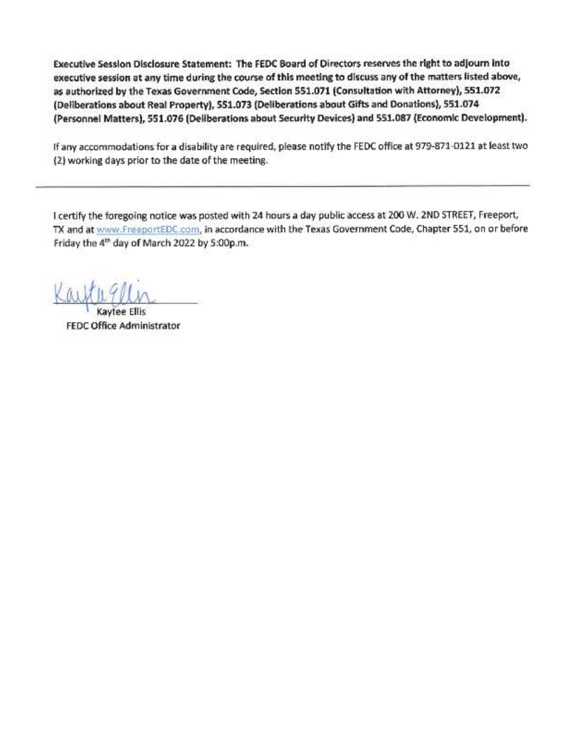**Executive Session Disclosure Statement: The FEDC Board of Directors reserves the right to adjourn into executive session at any time during the course of this meeting to discuss any of the matters listed above, as authorized by the Texas Government Code, Section 551.071 (Consultation with Attorney), 551.072 (Deliberations about Real Property), 551.073 (Deliberations about Gifts and Donations), 551.074 (Personnel Matters), 551.076 (Deliberations about Security Devices) and 551.087 (Economic Development).**

If any accommodations for a disability are required, please notify the FEDC office at 979-871-0121 at least two (2) working days prior to the date of the meeting.

---

I certify the foregoing notice was posted with 24 hours a day public access at 200 W. 2ND STREET, Freeport, TX and at www.FreeportEDC.com, in accordance with the Texas Government Code, Chapter 551, on or before Friday the 4th day of March 2022 by 5:00p.m.

Kaytee Ellis

FEDC Office Administrator